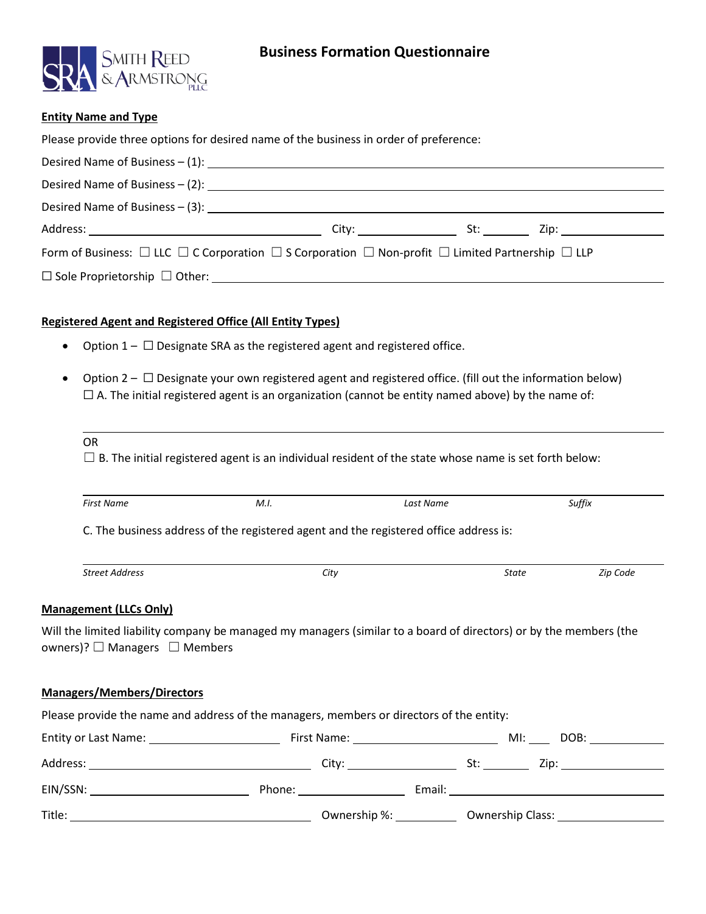# Business Formation Questionnaire

## Entity Name and Type

Please provide three options for desired name of the business in order of preference:

Desired Name of Business – (1): ______________________________

Desired Name of Business – (2): ______________________________

Desired Name of Business – (3): ______________________________

Address: ____________________ City: ____________ St: ______ Zip: ____________

Form of Business: ☐ LLC ☐ C Corporation ☐ S Corporation ☐ Non-profit ☐ Limited Partnership ☐ LLP

☐ Sole Proprietorship ☐ Other: ______________________________

## Registered Agent and Registered Office (All Entity Types)

- Option 1 – ☐ Designate SRA as the registered agent and registered office.
- Option 2 – ☐ Designate your own registered agent and registered office. (fill out the information below)
  ☐ A. The initial registered agent is an organization (cannot be entity named above) by the name of:

  ______________________________

  OR

  ☐ B. The initial registered agent is an individual resident of the state whose name is set forth below:

  ______________________________

  *First Name* &nbsp;&nbsp; *M.I.* &nbsp;&nbsp; *Last Name* &nbsp;&nbsp; *Suffix*

  C. The business address of the registered agent and the registered office address is:

  ______________________________

  *Street Address* &nbsp;&nbsp; *City* &nbsp;&nbsp; *State* &nbsp;&nbsp; *Zip Code*

## Management (LLCs Only)

Will the limited liability company be managed my managers (similar to a board of directors) or by the members (the owners)? ☐ Managers ☐ Members

## Managers/Members/Directors

Please provide the name and address of the managers, members or directors of the entity:

Entity or Last Name: ____________ First Name: ____________ MI: ____ DOB: ____________

Address: ____________________ City: ____________ St: ______ Zip: ____________

EIN/SSN: ____________ Phone: ____________ Email: ____________________

Title: ____________________ Ownership %: ________ Ownership Class: ____________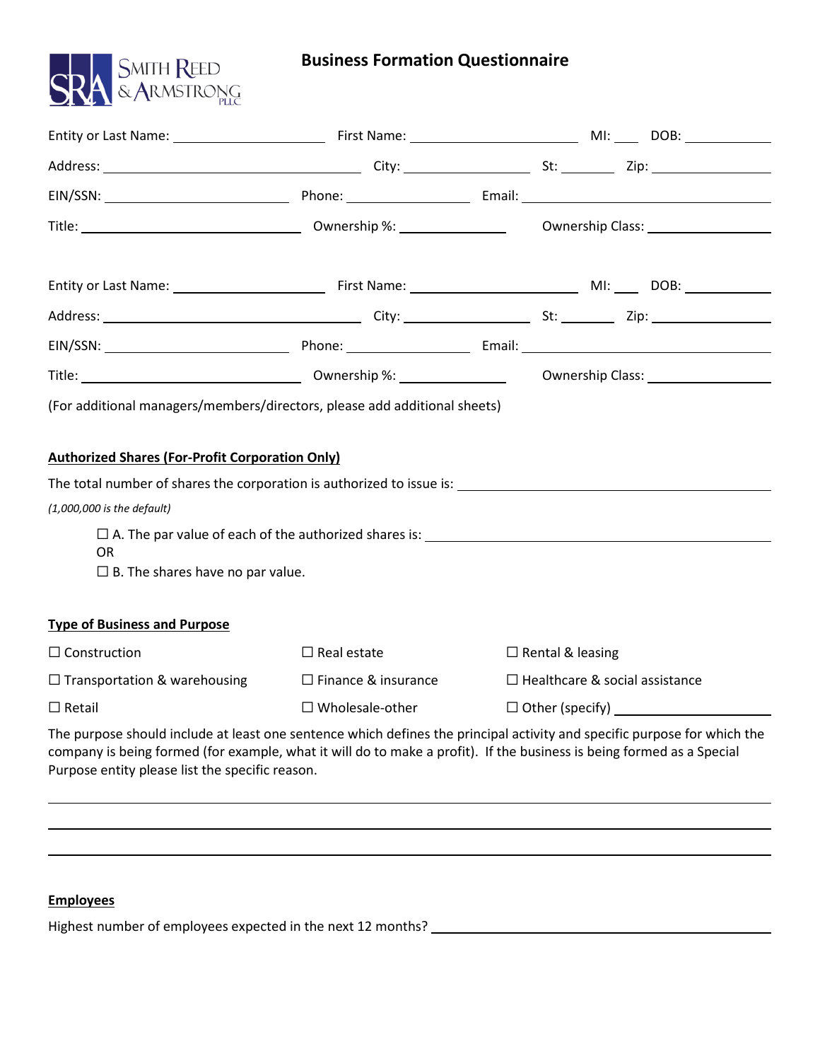# Business Formation Questionnaire

Smith Reed & Armstrong PLLC

Entity or Last Name: ____________________ First Name: ____________________ MI: ____ DOB: ____________

Address: ______________________________ City: ________________ St: ________ Zip: ______________

EIN/SSN: ______________________ Phone: ________________ Email: ______________________________

Title: ___________________________ Ownership %: ______________ Ownership Class: ________________

Entity or Last Name: ____________________ First Name: ____________________ MI: ____ DOB: ____________

Address: ______________________________ City: ________________ St: ________ Zip: ______________

EIN/SSN: ______________________ Phone: ________________ Email: ______________________________

Title: ___________________________ Ownership %: ______________ Ownership Class: ________________

(For additional managers/members/directors, please add additional sheets)

**Authorized Shares (For-Profit Corporation Only)**

The total number of shares the corporation is authorized to issue is: ______________________________

*(1,000,000 is the default)*

☐ A. The par value of each of the authorized shares is: ______________________________

OR

☐ B. The shares have no par value.

**Type of Business and Purpose**

☐ Construction ☐ Real estate ☐ Rental & leasing

☐ Transportation & warehousing ☐ Finance & insurance ☐ Healthcare & social assistance

☐ Retail ☐ Wholesale-other ☐ Other (specify) ____________________

The purpose should include at least one sentence which defines the principal activity and specific purpose for which the company is being formed (for example, what it will do to make a profit). If the business is being formed as a Special Purpose entity please list the specific reason.

______________________________________________________________________________

______________________________________________________________________________

______________________________________________________________________________

**Employees**

Highest number of employees expected in the next 12 months? ______________________________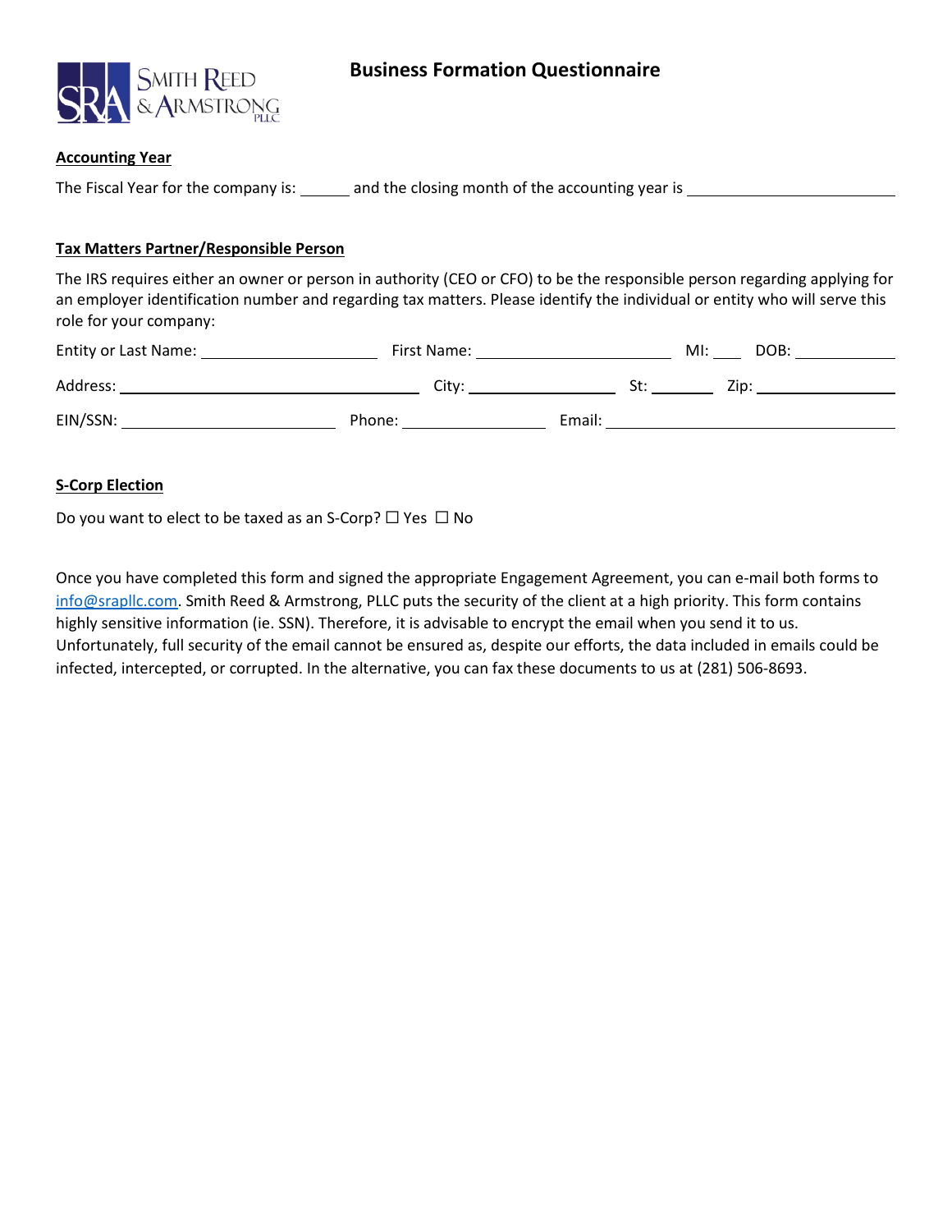# Business Formation Questionnaire

**Accounting Year**

The Fiscal Year for the company is: ______ and the closing month of the accounting year is ________________________

**Tax Matters Partner/Responsible Person**

The IRS requires either an owner or person in authority (CEO or CFO) to be the responsible person regarding applying for an employer identification number and regarding tax matters. Please identify the individual or entity who will serve this role for your company:

Entity or Last Name: ____________________ First Name: ______________________ MI: ___ DOB: ___________

Address: __________________________________ City: _________________ St: _______ Zip: ________________

EIN/SSN: ________________________ Phone: ________________ Email: ________________________________

**S-Corp Election**

Do you want to elect to be taxed as an S-Corp? ☐ Yes ☐ No

Once you have completed this form and signed the appropriate Engagement Agreement, you can e-mail both forms to info@srapllc.com. Smith Reed & Armstrong, PLLC puts the security of the client at a high priority. This form contains highly sensitive information (ie. SSN). Therefore, it is advisable to encrypt the email when you send it to us. Unfortunately, full security of the email cannot be ensured as, despite our efforts, the data included in emails could be infected, intercepted, or corrupted. In the alternative, you can fax these documents to us at (281) 506-8693.